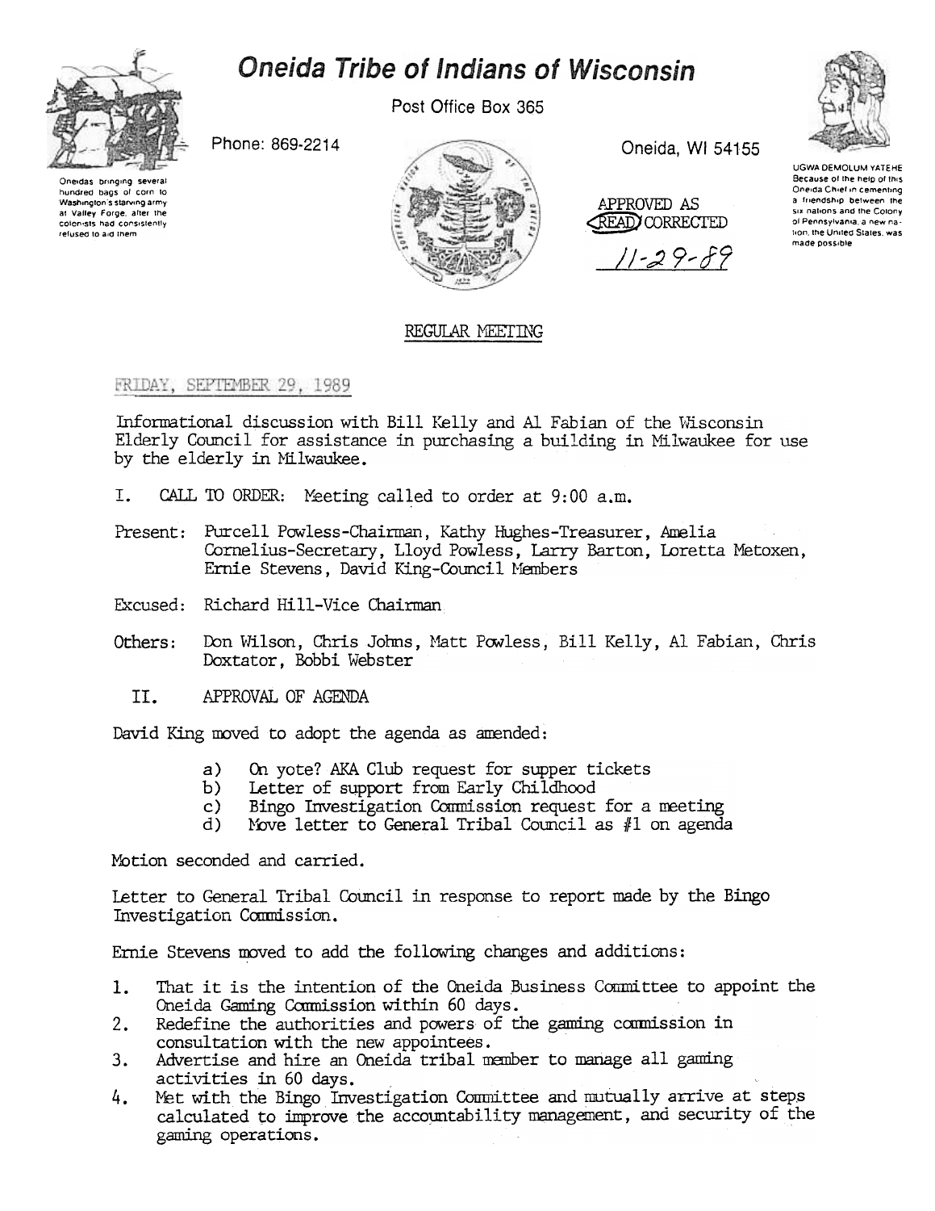# Oneida Tribe of Indians of Wisconsin

Post Office Box 365

Phone: 869-2214

Oneida, WI 54155

Oneidas bringing several hundred bags of corn to Washington's starving army at Valley Forge, after the colonists had consistently refused to aid them

UGWA DEMOLUM YATEHE Because of the help of this Oneida Chief in cementing a friendship between the six nations and the Colony of Pennsylvania, a new nation, the United States, was made possible

APPROVED AS READ/CORRECTED

11-29-89

## REGULAR MEETING

FRIDAY, SEPTEMBER 29, 1989

Informational discussion with Bill Kelly and Al Fabian of the Wisconsin Elderly Council for assistance in purchasing a building in Milwaukee for use by the elderly in Milwaukee.

I. CALL TO ORDER: Meeting called to order at 9:00 a.m.

Present: Purcell Powless-Chairman, Kathy Hughes-Treasurer, Amelia Cornelius-Secretary, Lloyd Powless, Larry Barton, Loretta Metoxen, Ernie Stevens, David King-Council Members

Excused: Richard Hill-Vice Chairman

Others: Don Wilson, Chris Johns, Matt Powless, Bill Kelly, Al Fabian, Chris Doxtator, Bobbi Webster

II. APPROVAL OF AGENDA

David King moved to adopt the agenda as amended:

a) On yote? AKA Club request for supper tickets
b) Letter of support from Early Childhood
c) Bingo Investigation Commission request for a meeting
d) Move letter to General Tribal Council as #1 on agenda

Motion seconded and carried.

Letter to General Tribal Council in response to report made by the Bingo Investigation Commission.

Ernie Stevens moved to add the following changes and additions:

1. That it is the intention of the Oneida Business Committee to appoint the Oneida Gaming Commission within 60 days.
2. Redefine the authorities and powers of the gaming commission in consultation with the new appointees.
3. Advertise and hire an Oneida tribal member to manage all gaming activities in 60 days.
4. Met with the Bingo Investigation Committee and mutually arrive at steps calculated to improve the accountability management, and security of the gaming operations.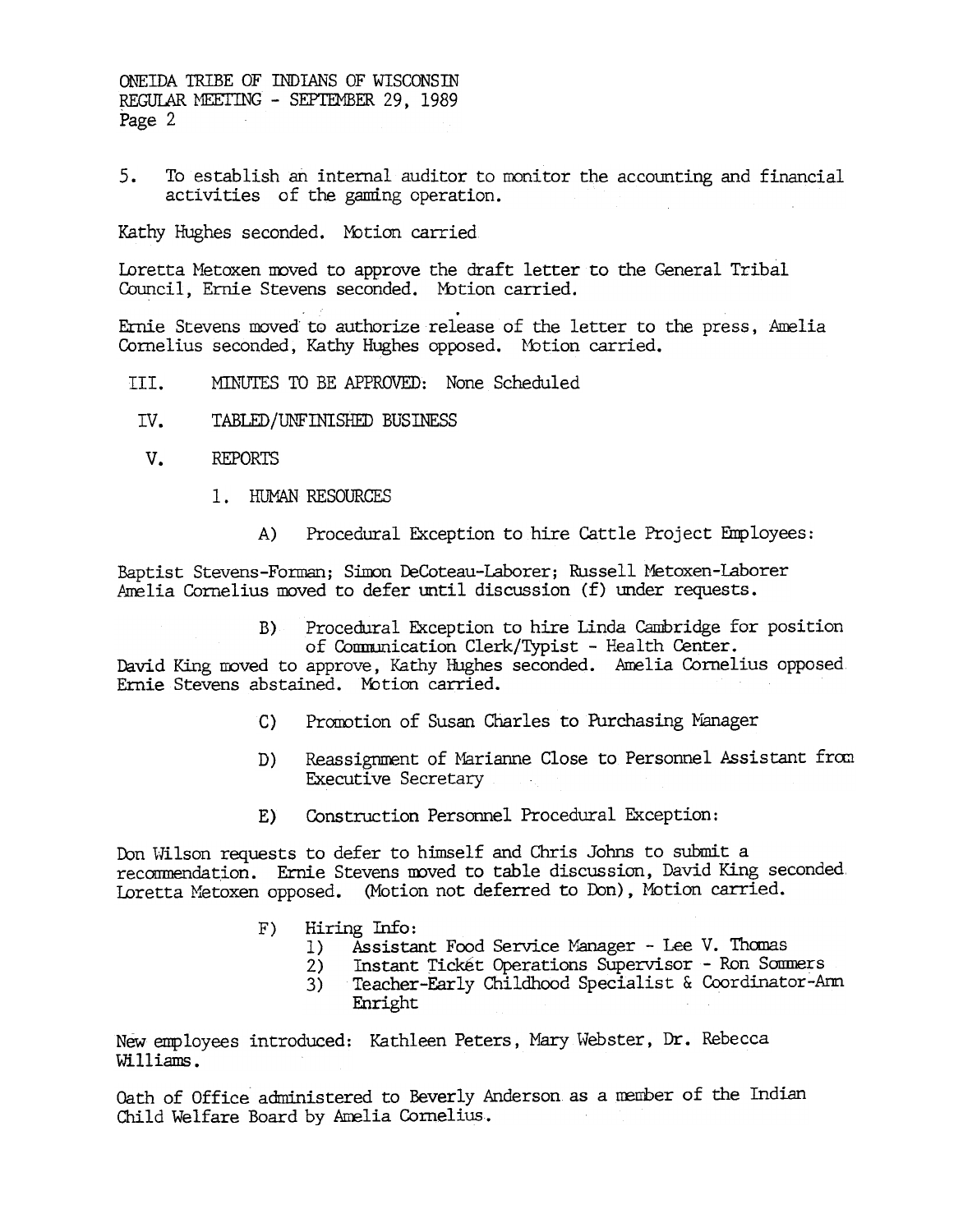5. To establish an internal auditor to monitor the accounting and financial activities of the gaming operation.

Kathy Hughes seconded. Motion carried

Loretta Metoxen moved to approve the draft letter to the General Tribal Council, Ernie Stevens seconded. Motion carried.

Ernie Stevens moved to authorize release of the letter to the press, Amelia Cornelius seconded, Kathy Hughes opposed. Motion carried.

III. MINUTES TO BE APPROVED: None Scheduled

IV. TABLED/UNFINISHED BUSINESS

V. REPORTS

1. HUMAN RESOURCES

A) Procedural Exception to hire Cattle Project Employees:

Baptist Stevens-Forman; Simon DeCoteau-Laborer; Russell Metoxen-Laborer
Amelia Cornelius moved to defer until discussion (f) under requests.

B) Procedural Exception to hire Linda Cambridge for position of Communication Clerk/Typist - Health Center.

David King moved to approve, Kathy Hughes seconded. Amelia Cornelius opposed. Ernie Stevens abstained. Motion carried.

C) Promotion of Susan Charles to Purchasing Manager

D) Reassignment of Marianne Close to Personnel Assistant from Executive Secretary

E) Construction Personnel Procedural Exception:

Don Wilson requests to defer to himself and Chris Johns to submit a recommendation. Ernie Stevens moved to table discussion, David King seconded. Loretta Metoxen opposed. (Motion not deferred to Don), Motion carried.

F) Hiring Info:
   1) Assistant Food Service Manager - Lee V. Thomas
   2) Instant Ticket Operations Supervisor - Ron Sommers
   3) Teacher-Early Childhood Specialist & Coordinator-Ann Enright

New employees introduced: Kathleen Peters, Mary Webster, Dr. Rebecca Williams.

Oath of Office administered to Beverly Anderson as a member of the Indian Child Welfare Board by Amelia Cornelius.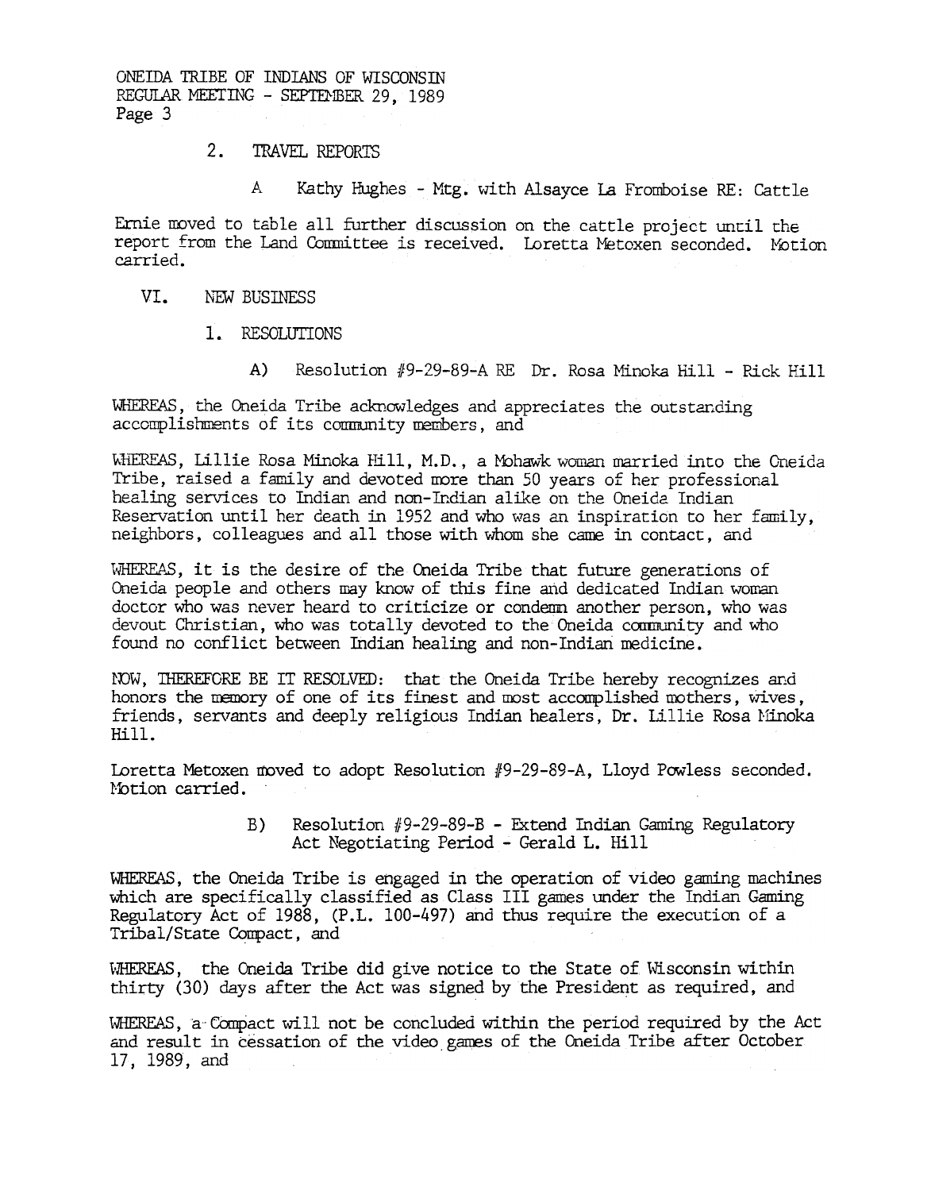2. TRAVEL REPORTS

A Kathy Hughes - Mtg. with Alsayce La Fromboise RE: Cattle

Ernie moved to table all further discussion on the cattle project until the report from the Land Committee is received. Loretta Metoxen seconded. Motion carried.

VI. NEW BUSINESS

1. RESOLUTIONS

A) Resolution #9-29-89-A RE Dr. Rosa Minoka Hill - Rick Hill

WHEREAS, the Oneida Tribe acknowledges and appreciates the outstanding accomplishments of its community members, and

WHEREAS, Lillie Rosa Minoka Hill, M.D., a Mohawk woman married into the Oneida Tribe, raised a family and devoted more than 50 years of her professional healing services to Indian and non-Indian alike on the Oneida Indian Reservation until her death in 1952 and who was an inspiration to her family, neighbors, colleagues and all those with whom she came in contact, and

WHEREAS, it is the desire of the Oneida Tribe that future generations of Oneida people and others may know of this fine and dedicated Indian woman doctor who was never heard to criticize or condemn another person, who was devout Christian, who was totally devoted to the Oneida community and who found no conflict between Indian healing and non-Indian medicine.

NOW, THEREFORE BE IT RESOLVED: that the Oneida Tribe hereby recognizes and honors the memory of one of its finest and most accomplished mothers, wives, friends, servants and deeply religious Indian healers, Dr. Lillie Rosa Minoka Hill.

Loretta Metoxen moved to adopt Resolution #9-29-89-A, Lloyd Powless seconded. Motion carried.

B) Resolution #9-29-89-B - Extend Indian Gaming Regulatory Act Negotiating Period - Gerald L. Hill

WHEREAS, the Oneida Tribe is engaged in the operation of video gaming machines which are specifically classified as Class III games under the Indian Gaming Regulatory Act of 1988, (P.L. 100-497) and thus require the execution of a Tribal/State Compact, and

WHEREAS, the Oneida Tribe did give notice to the State of Wisconsin within thirty (30) days after the Act was signed by the President as required, and

WHEREAS, a Compact will not be concluded within the period required by the Act and result in cessation of the video games of the Oneida Tribe after October 17, 1989, and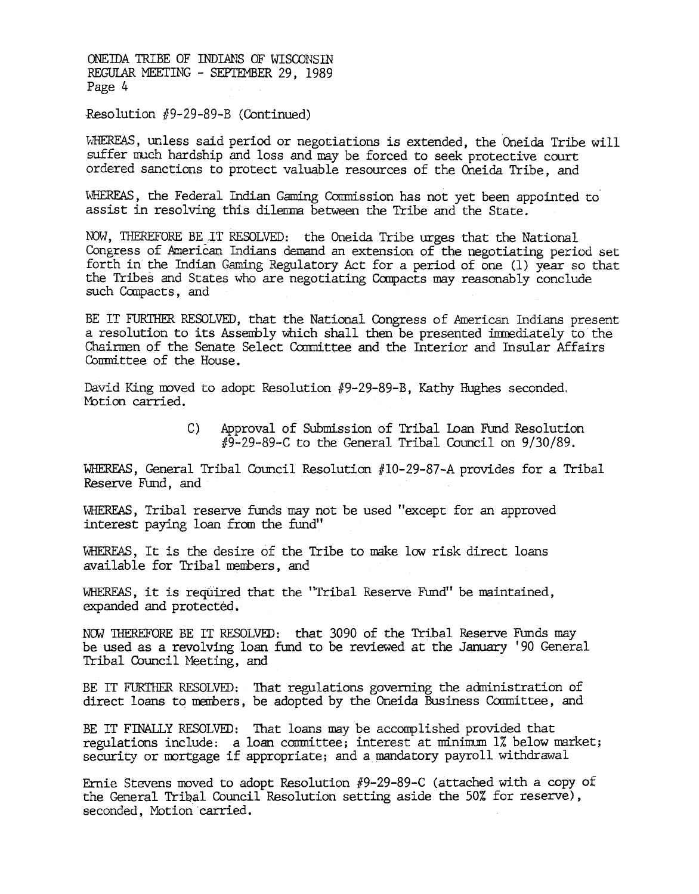Resolution #9-29-89-B (Continued)

WHEREAS, unless said period or negotiations is extended, the Oneida Tribe will suffer much hardship and loss and may be forced to seek protective court ordered sanctions to protect valuable resources of the Oneida Tribe, and

WHEREAS, the Federal Indian Gaming Commission has not yet been appointed to assist in resolving this dilemma between the Tribe and the State.

NOW, THEREFORE BE IT RESOLVED: the Oneida Tribe urges that the National Congress of American Indians demand an extension of the negotiating period set forth in the Indian Gaming Regulatory Act for a period of one (1) year so that the Tribes and States who are negotiating Compacts may reasonably conclude such Compacts, and

BE IT FURTHER RESOLVED, that the National Congress of American Indians present a resolution to its Assembly which shall then be presented immediately to the Chairmen of the Senate Select Committee and the Interior and Insular Affairs Committee of the House.

David King moved to adopt Resolution #9-29-89-B, Kathy Hughes seconded. Motion carried.

C) Approval of Submission of Tribal Loan Fund Resolution #9-29-89-C to the General Tribal Council on 9/30/89.

WHEREAS, General Tribal Council Resolution #10-29-87-A provides for a Tribal Reserve Fund, and

WHEREAS, Tribal reserve funds may not be used "except for an approved interest paying loan from the fund"

WHEREAS, It is the desire of the Tribe to make low risk direct loans available for Tribal members, and

WHEREAS, it is required that the "Tribal Reserve Fund" be maintained, expanded and protected.

NOW THEREFORE BE IT RESOLVED: that 3090 of the Tribal Reserve Funds may be used as a revolving loan fund to be reviewed at the January '90 General Tribal Council Meeting, and

BE IT FURTHER RESOLVED: That regulations governing the administration of direct loans to members, be adopted by the Oneida Business Committee, and

BE IT FINALLY RESOLVED: That loans may be accomplished provided that regulations include: a loan committee; interest at minimum 1% below market; security or mortgage if appropriate; and a mandatory payroll withdrawal

Ernie Stevens moved to adopt Resolution #9-29-89-C (attached with a copy of the General Tribal Council Resolution setting aside the 50% for reserve), seconded, Motion carried.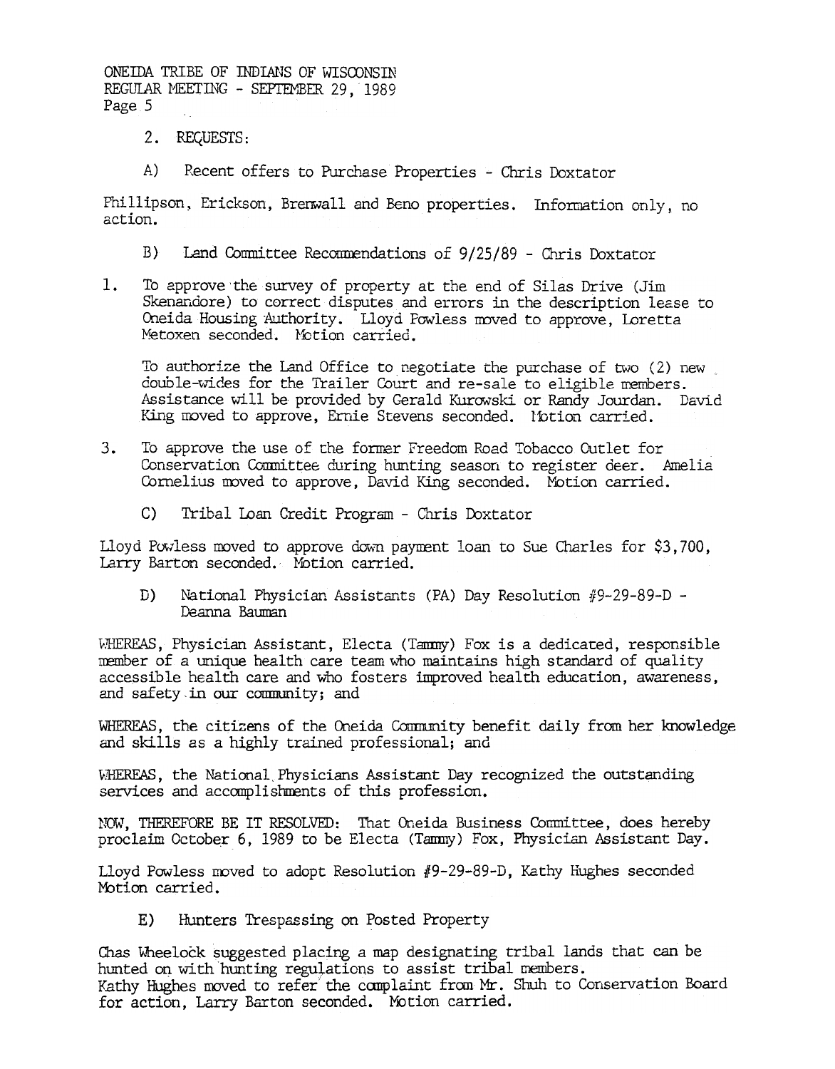2. REQUESTS:

A) Recent offers to Purchase Properties - Chris Doxtator

Phillipson, Erickson, Brenwall and Beno properties. Information only, no action.

B) Land Committee Recommendations of 9/25/89 - Chris Doxtator

1. To approve the survey of property at the end of Silas Drive (Jim Skenandore) to correct disputes and errors in the description lease to Oneida Housing Authority. Lloyd Powless moved to approve, Loretta Metoxen seconded. Motion carried.

   To authorize the Land Office to negotiate the purchase of two (2) new double-wides for the Trailer Court and re-sale to eligible members. Assistance will be provided by Gerald Kurowski or Randy Jourdan. David King moved to approve, Ernie Stevens seconded. Motion carried.

3. To approve the use of the former Freedom Road Tobacco Outlet for Conservation Committee during hunting season to register deer. Amelia Cornelius moved to approve, David King seconded. Motion carried.

C) Tribal Loan Credit Program - Chris Doxtator

Lloyd Powless moved to approve down payment loan to Sue Charles for $3,700, Larry Barton seconded. Motion carried.

D) National Physician Assistants (PA) Day Resolution #9-29-89-D - Deanna Bauman

WHEREAS, Physician Assistant, Electa (Tammy) Fox is a dedicated, responsible member of a unique health care team who maintains high standard of quality accessible health care and who fosters improved health education, awareness, and safety in our community; and

WHEREAS, the citizens of the Oneida Community benefit daily from her knowledge and skills as a highly trained professional; and

WHEREAS, the National Physicians Assistant Day recognized the outstanding services and accomplishments of this profession.

NOW, THEREFORE BE IT RESOLVED: That Oneida Business Committee, does hereby proclaim October 6, 1989 to be Electa (Tammy) Fox, Physician Assistant Day.

Lloyd Powless moved to adopt Resolution #9-29-89-D, Kathy Hughes seconded Motion carried.

E) Hunters Trespassing on Posted Property

Chas Wheelock suggested placing a map designating tribal lands that can be hunted on with hunting regulations to assist tribal members.
Kathy Hughes moved to refer the complaint from Mr. Shuh to Conservation Board for action, Larry Barton seconded. Motion carried.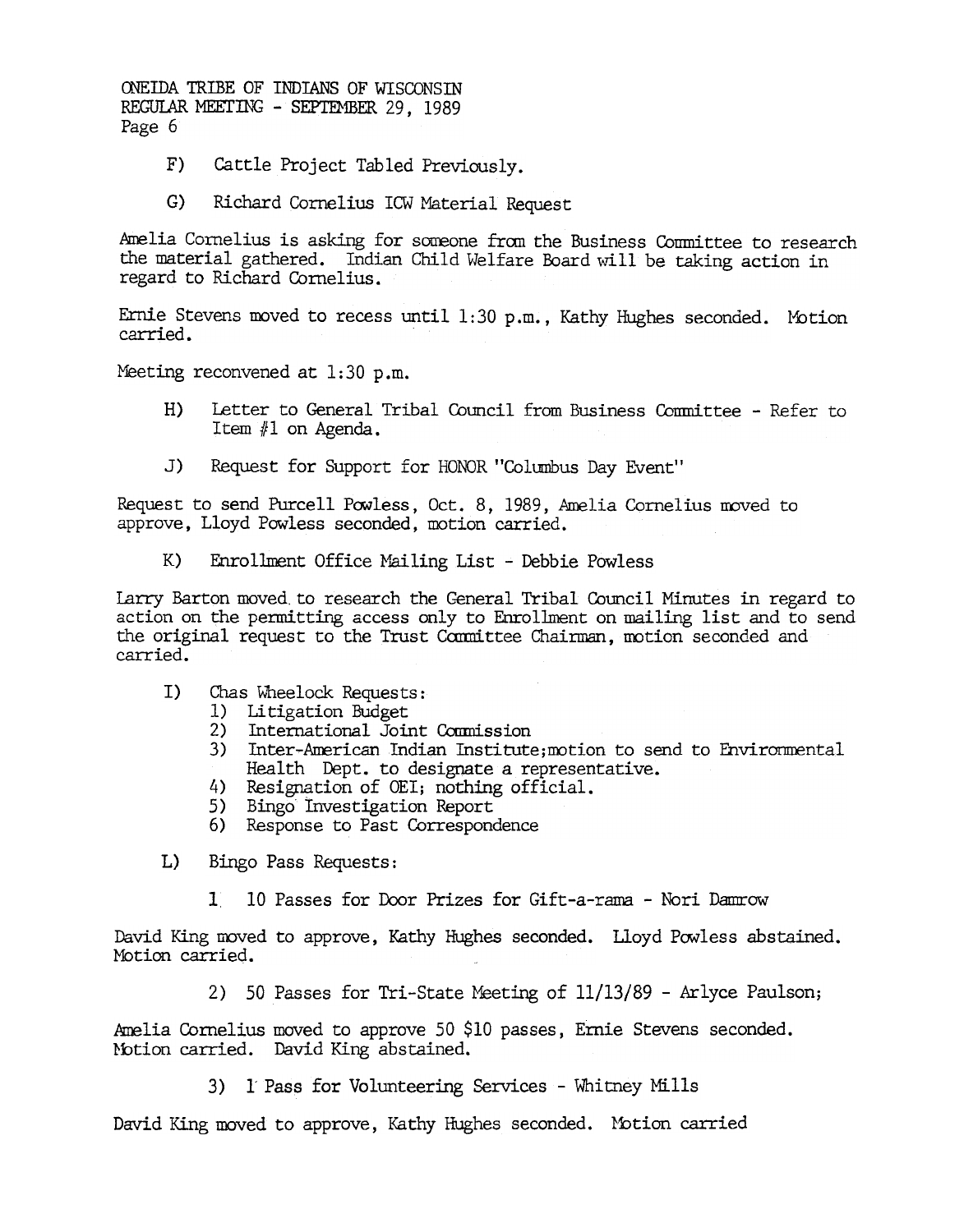F) Cattle Project Tabled Previously.

G) Richard Cornelius ICW Material Request

Amelia Cornelius is asking for someone from the Business Committee to research the material gathered. Indian Child Welfare Board will be taking action in regard to Richard Cornelius.

Ernie Stevens moved to recess until 1:30 p.m., Kathy Hughes seconded. Motion carried.

Meeting reconvened at 1:30 p.m.

H) Letter to General Tribal Council from Business Committee - Refer to Item #1 on Agenda.

J) Request for Support for HONOR "Columbus Day Event"

Request to send Purcell Powless, Oct. 8, 1989, Amelia Cornelius moved to approve, Lloyd Powless seconded, motion carried.

K) Enrollment Office Mailing List - Debbie Powless

Larry Barton moved to research the General Tribal Council Minutes in regard to action on the permitting access only to Enrollment on mailing list and to send the original request to the Trust Committee Chairman, motion seconded and carried.

I) Chas Wheelock Requests:
   1) Litigation Budget
   2) International Joint Commission
   3) Inter-American Indian Institute;motion to send to Environmental Health Dept. to designate a representative.
   4) Resignation of OEI; nothing official.
   5) Bingo Investigation Report
   6) Response to Past Correspondence

L) Bingo Pass Requests:

   1. 10 Passes for Door Prizes for Gift-a-rama - Nori Damrow

David King moved to approve, Kathy Hughes seconded. Lloyd Powless abstained. Motion carried.

   2) 50 Passes for Tri-State Meeting of 11/13/89 - Arlyce Paulson;

Amelia Cornelius moved to approve 50 $10 passes, Ernie Stevens seconded. Motion carried. David King abstained.

   3) 1 Pass for Volunteering Services - Whitney Mills

David King moved to approve, Kathy Hughes seconded. Motion carried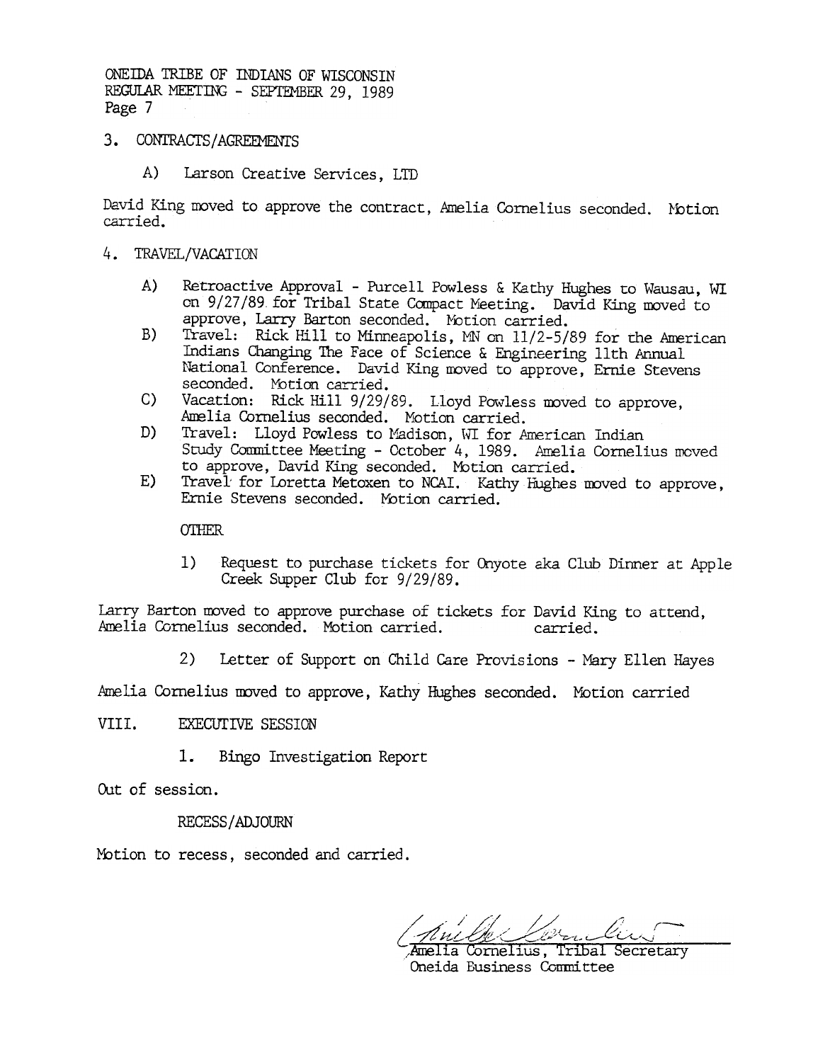ONEIDA TRIBE OF INDIANS OF WISCONSIN
REGULAR MEETING - SEPTEMBER 29, 1989

3. CONTRACTS/AGREEMENTS

   A) Larson Creative Services, LTD

David King moved to approve the contract, Amelia Cornelius seconded. Motion carried.

4. TRAVEL/VACATION

   A) Retroactive Approval - Purcell Powless & Kathy Hughes to Wausau, WI on 9/27/89 for Tribal State Compact Meeting. David King moved to approve, Larry Barton seconded. Motion carried.
   B) Travel: Rick Hill to Minneapolis, MN on 11/2-5/89 for the American Indians Changing The Face of Science & Engineering 11th Annual National Conference. David King moved to approve, Ernie Stevens seconded. Motion carried.
   C) Vacation: Rick Hill 9/29/89. Lloyd Powless moved to approve, Amelia Cornelius seconded. Motion carried.
   D) Travel: Lloyd Powless to Madison, WI for American Indian Study Committee Meeting - October 4, 1989. Amelia Cornelius moved to approve, David King seconded. Motion carried.
   E) Travel for Loretta Metoxen to NCAI. Kathy Hughes moved to approve, Ernie Stevens seconded. Motion carried.

   OTHER

   1) Request to purchase tickets for Onyote aka Club Dinner at Apple Creek Supper Club for 9/29/89.

Larry Barton moved to approve purchase of tickets for David King to attend, Amelia Cornelius seconded. Motion carried. carried.

   2) Letter of Support on Child Care Provisions - Mary Ellen Hayes

Amelia Cornelius moved to approve, Kathy Hughes seconded. Motion carried

VIII. EXECUTIVE SESSION

   1. Bingo Investigation Report

Out of session.

RECESS/ADJOURN

Motion to recess, seconded and carried.

Amelia Cornelius, Tribal Secretary
Oneida Business Committee